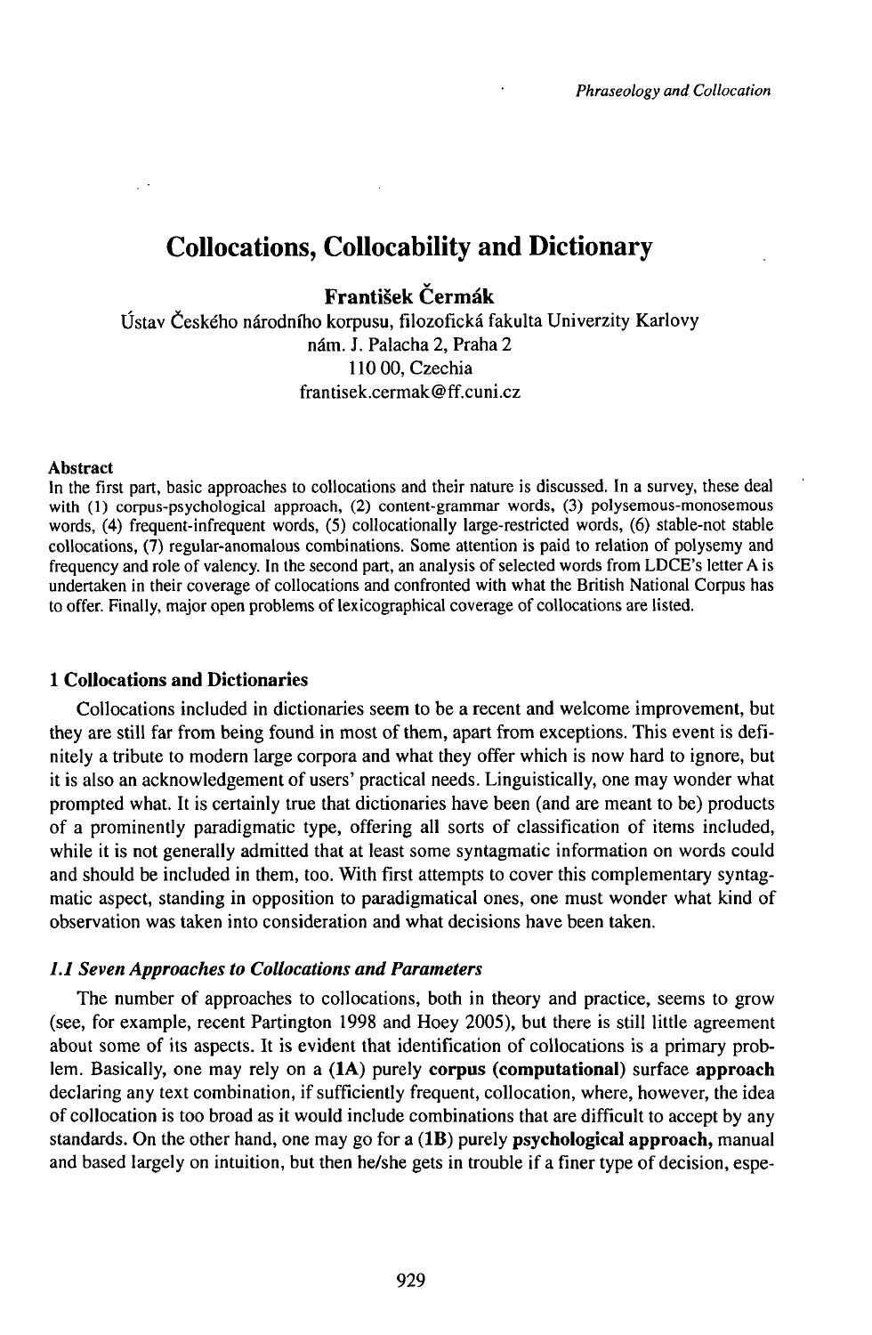# Collocations, Collocability and Dictionary

**František Čermák**

Ústav Českého národního korpusu, filozofická fakulta Univerzity Karlovy
nám. J. Palacha 2, Praha 2
110 00, Czechia
frantisek.cermak@ff.cuni.cz

**Abstract**

In the first part, basic approaches to collocations and their nature is discussed. In a survey, these deal with (1) corpus-psychological approach, (2) content-grammar words, (3) polysemous-monosemous words, (4) frequent-infrequent words, (5) collocationally large-restricted words, (6) stable-not stable collocations, (7) regular-anomalous combinations. Some attention is paid to relation of polysemy and frequency and role of valency. In the second part, an analysis of selected words from LDCE's letter A is undertaken in their coverage of collocations and confronted with what the British National Corpus has to offer. Finally, major open problems of lexicographical coverage of collocations are listed.

## 1 Collocations and Dictionaries

Collocations included in dictionaries seem to be a recent and welcome improvement, but they are still far from being found in most of them, apart from exceptions. This event is definitely a tribute to modern large corpora and what they offer which is now hard to ignore, but it is also an acknowledgement of users' practical needs. Linguistically, one may wonder what prompted what. It is certainly true that dictionaries have been (and are meant to be) products of a prominently paradigmatic type, offering all sorts of classification of items included, while it is not generally admitted that at least some syntagmatic information on words could and should be included in them, too. With first attempts to cover this complementary syntagmatic aspect, standing in opposition to paradigmatical ones, one must wonder what kind of observation was taken into consideration and what decisions have been taken.

### *1.1 Seven Approaches to Collocations and Parameters*

The number of approaches to collocations, both in theory and practice, seems to grow (see, for example, recent Partington 1998 and Hoey 2005), but there is still little agreement about some of its aspects. It is evident that identification of collocations is a primary problem. Basically, one may rely on a **(1A)** purely **corpus (computational)** surface **approach** declaring any text combination, if sufficiently frequent, collocation, where, however, the idea of collocation is too broad as it would include combinations that are difficult to accept by any standards. On the other hand, one may go for a **(1B)** purely **psychological approach,** manual and based largely on intuition, but then he/she gets in trouble if a finer type of decision, espe-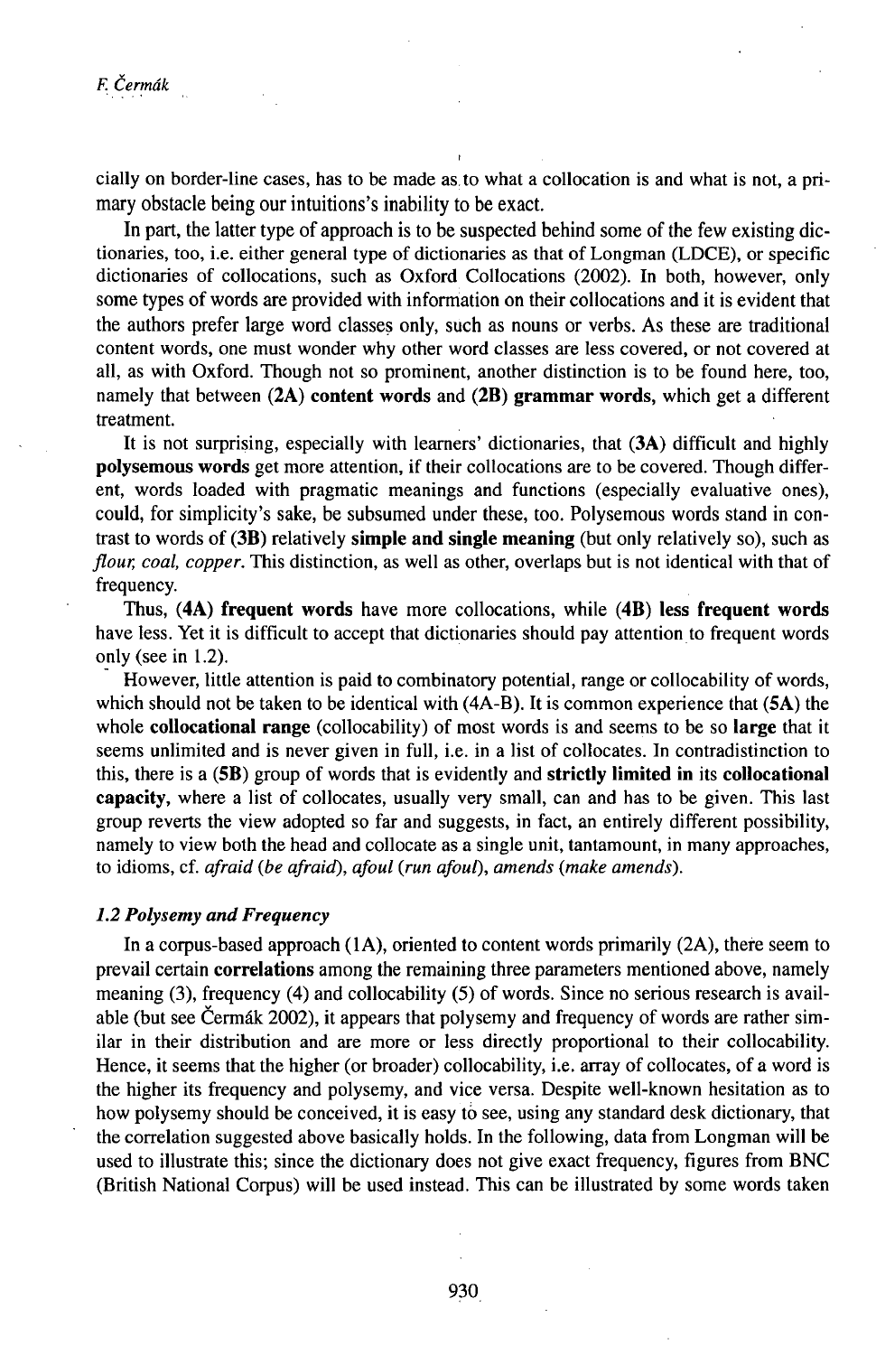cially on border-line cases, has to be made as to what a collocation is and what is not, a primary obstacle being our intuitions's inability to be exact.

In part, the latter type of approach is to be suspected behind some of the few existing dictionaries, too, i.e. either general type of dictionaries as that of Longman (LDCE), or specific dictionaries of collocations, such as Oxford Collocations (2002). In both, however, only some types of words are provided with information on their collocations and it is evident that the authors prefer large word classes only, such as nouns or verbs. As these are traditional content words, one must wonder why other word classes are less covered, or not covered at all, as with Oxford. Though not so prominent, another distinction is to be found here, too, namely that between **(2A) content words** and **(2B) grammar words**, which get a different treatment.

It is not surprising, especially with learners' dictionaries, that **(3A)** difficult and highly **polysemous words** get more attention, if their collocations are to be covered. Though different, words loaded with pragmatic meanings and functions (especially evaluative ones), could, for simplicity's sake, be subsumed under these, too. Polysemous words stand in contrast to words of **(3B)** relatively **simple and single meaning** (but only relatively so), such as *flour, coal, copper*. This distinction, as well as other, overlaps but is not identical with that of frequency.

Thus, **(4A) frequent words** have more collocations, while **(4B) less frequent words** have less. Yet it is difficult to accept that dictionaries should pay attention to frequent words only (see in 1.2).

However, little attention is paid to combinatory potential, range or collocability of words, which should not be taken to be identical with (4A-B). It is common experience that **(5A)** the whole **collocational range** (collocability) of most words is and seems to be so **large** that it seems unlimited and is never given in full, i.e. in a list of collocates. In contradistinction to this, there is a **(5B)** group of words that is evidently and **strictly limited in** its **collocational capacity**, where a list of collocates, usually very small, can and has to be given. This last group reverts the view adopted so far and suggests, in fact, an entirely different possibility, namely to view both the head and collocate as a single unit, tantamount, in many approaches, to idioms, cf. *afraid* (*be afraid*), *afoul* (*run afoul*), *amends* (*make amends*).

### *1.2 Polysemy and Frequency*

In a corpus-based approach (1A), oriented to content words primarily (2A), there seem to prevail certain **correlations** among the remaining three parameters mentioned above, namely meaning (3), frequency (4) and collocability (5) of words. Since no serious research is available (but see Čermák 2002), it appears that polysemy and frequency of words are rather similar in their distribution and are more or less directly proportional to their collocability. Hence, it seems that the higher (or broader) collocability, i.e. array of collocates, of a word is the higher its frequency and polysemy, and vice versa. Despite well-known hesitation as to how polysemy should be conceived, it is easy to see, using any standard desk dictionary, that the correlation suggested above basically holds. In the following, data from Longman will be used to illustrate this; since the dictionary does not give exact frequency, figures from BNC (British National Corpus) will be used instead. This can be illustrated by some words taken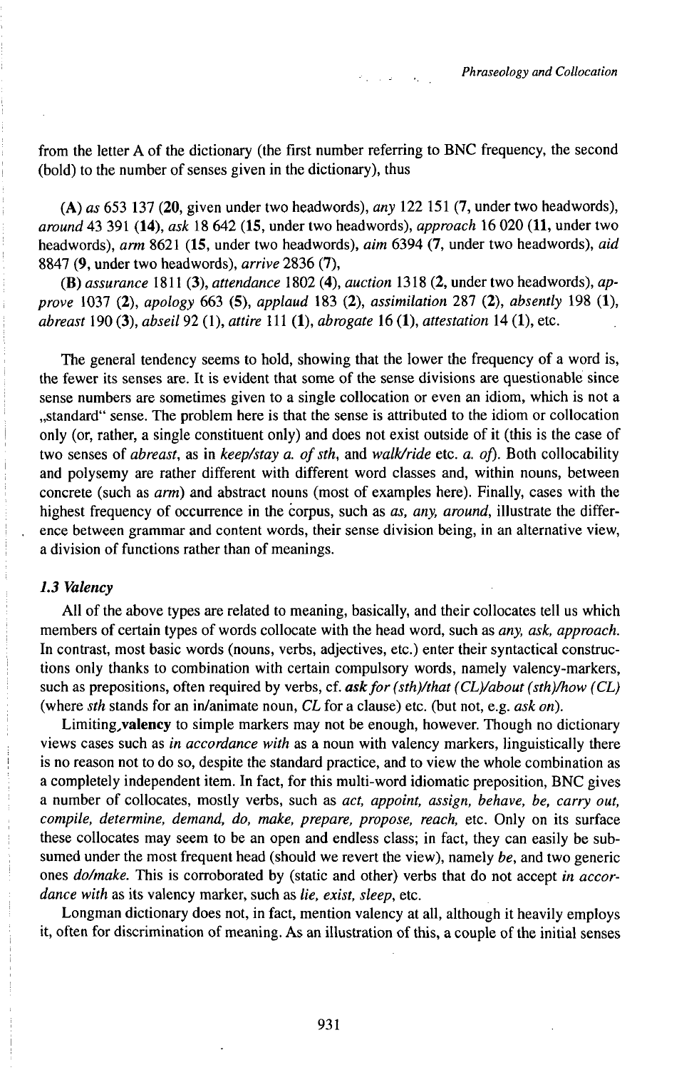from the letter A of the dictionary (the first number referring to BNC frequency, the second (bold) to the number of senses given in the dictionary), thus

**(A)** *as* 653 137 (**20**, given under two headwords), *any* 122 151 (**7**, under two headwords), *around* 43 391 (**14**), *ask* 18 642 (**15**, under two headwords), *approach* 16 020 (**11**, under two headwords), *arm* 8621 (**15**, under two headwords), *aim* 6394 (**7**, under two headwords), *aid* 8847 (**9**, under two headwords), *arrive* 2836 (**7**),

**(B)** *assurance* 1811 (**3**), *attendance* 1802 (**4**), *auction* 1318 (**2**, under two headwords), *approve* 1037 (**2**), *apology* 663 (**5**), *applaud* 183 (**2**), *assimilation* 287 (**2**), *absently* 198 (**1**), *abreast* 190 (**3**), *abseil* 92 (**1**), *attire* 111 (**1**), *abrogate* 16 (**1**), *attestation* 14 (**1**), etc.

The general tendency seems to hold, showing that the lower the frequency of a word is, the fewer its senses are. It is evident that some of the sense divisions are questionable since sense numbers are sometimes given to a single collocation or even an idiom, which is not a „standard" sense. The problem here is that the sense is attributed to the idiom or collocation only (or, rather, a single constituent only) and does not exist outside of it (this is the case of two senses of *abreast*, as in *keep/stay a. of sth*, and *walk/ride* etc. *a. of*). Both collocability and polysemy are rather different with different word classes and, within nouns, between concrete (such as *arm*) and abstract nouns (most of examples here). Finally, cases with the highest frequency of occurrence in the corpus, such as *as, any, around*, illustrate the difference between grammar and content words, their sense division being, in an alternative view, a division of functions rather than of meanings.

### *1.3 Valency*

All of the above types are related to meaning, basically, and their collocates tell us which members of certain types of words collocate with the head word, such as *any, ask, approach*. In contrast, most basic words (nouns, verbs, adjectives, etc.) enter their syntactical constructions only thanks to combination with certain compulsory words, namely valency-markers, such as prepositions, often required by verbs, cf. ***ask for** (sth)/that (CL)/about (sth)/how (CL)* (where *sth* stands for an in/animate noun, *CL* for a clause) etc. (but not, e.g. *ask on*).

Limiting **valency** to simple markers may not be enough, however. Though no dictionary views cases such as *in accordance with* as a noun with valency markers, linguistically there is no reason not to do so, despite the standard practice, and to view the whole combination as a completely independent item. In fact, for this multi-word idiomatic preposition, BNC gives a number of collocates, mostly verbs, such as *act, appoint, assign, behave, be, carry out, compile, determine, demand, do, make, prepare, propose, reach*, etc. Only on its surface these collocates may seem to be an open and endless class; in fact, they can easily be subsumed under the most frequent head (should we revert the view), namely *be*, and two generic ones *do/make*. This is corroborated by (static and other) verbs that do not accept *in accordance with* as its valency marker, such as *lie, exist, sleep*, etc.

Longman dictionary does not, in fact, mention valency at all, although it heavily employs it, often for discrimination of meaning. As an illustration of this, a couple of the initial senses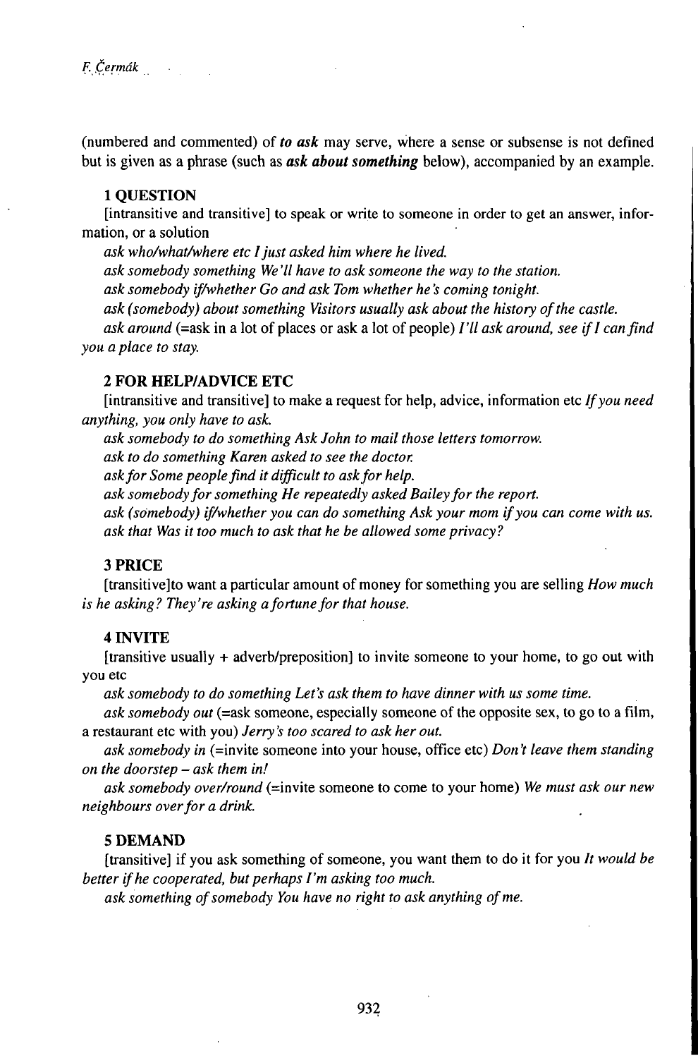(numbered and commented) of ***to ask*** may serve, where a sense or subsense is not defined but is given as a phrase (such as ***ask about something*** below), accompanied by an example.

**1 QUESTION**

[intransitive and transitive] to speak or write to someone in order to get an answer, information, or a solution

*ask who/what/where etc I just asked him where he lived.*

*ask somebody something We'll have to ask someone the way to the station.*

*ask somebody if/whether Go and ask Tom whether he's coming tonight.*

*ask (somebody) about something Visitors usually ask about the history of the castle.*

*ask around* (=ask in a lot of places or ask a lot of people) *I'll ask around, see if I can find you a place to stay.*

**2 FOR HELP/ADVICE ETC**

[intransitive and transitive] to make a request for help, advice, information etc *If you need anything, you only have to ask.*

*ask somebody to do something Ask John to mail those letters tomorrow.*

*ask to do something Karen asked to see the doctor.*

*ask for Some people find it difficult to ask for help.*

*ask somebody for something He repeatedly asked Bailey for the report.*

*ask (somebody) if/whether you can do something Ask your mom if you can come with us.*

*ask that Was it too much to ask that he be allowed some privacy?*

**3 PRICE**

[transitive]to want a particular amount of money for something you are selling *How much is he asking? They're asking a fortune for that house.*

**4 INVITE**

[transitive usually + adverb/preposition] to invite someone to your home, to go out with you etc

*ask somebody to do something Let's ask them to have dinner with us some time.*

*ask somebody out* (=ask someone, especially someone of the opposite sex, to go to a film, a restaurant etc with you) *Jerry's too scared to ask her out.*

*ask somebody in* (=invite someone into your house, office etc) *Don't leave them standing on the doorstep – ask them in!*

*ask somebody over/round* (=invite someone to come to your home) *We must ask our new neighbours over for a drink.*

**5 DEMAND**

[transitive] if you ask something of someone, you want them to do it for you *It would be better if he cooperated, but perhaps I'm asking too much.*

*ask something of somebody You have no right to ask anything of me.*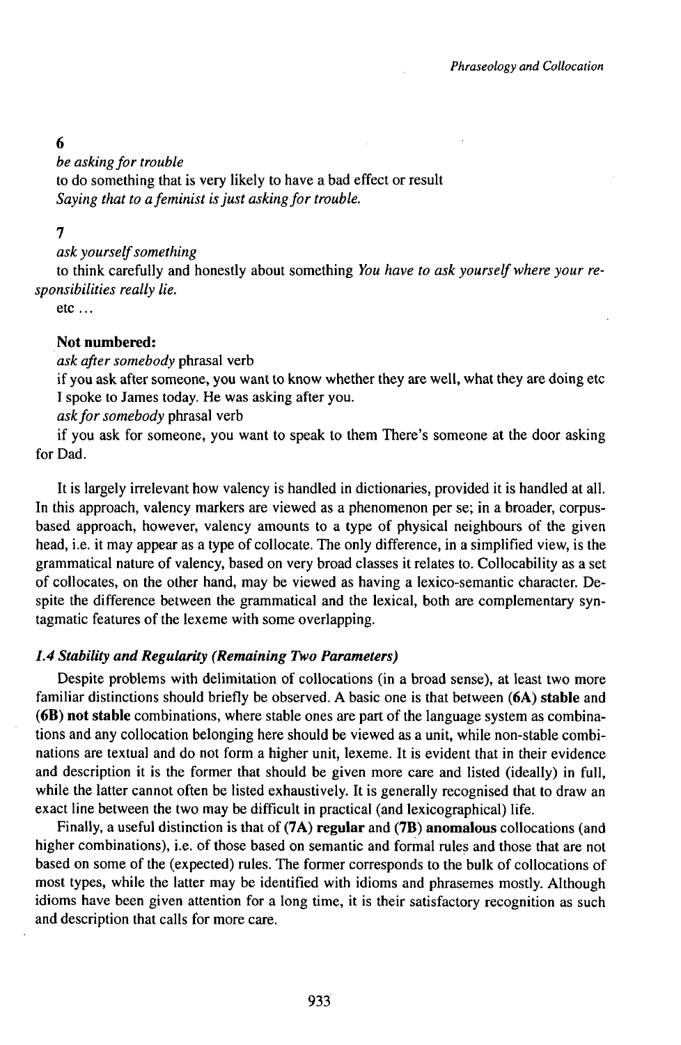**6**

*be asking for trouble*

to do something that is very likely to have a bad effect or result

*Saying that to a feminist is just asking for trouble.*

**7**

*ask yourself something*

to think carefully and honestly about something *You have to ask yourself where your responsibilities really lie.*

etc ...

**Not numbered:**

*ask after somebody* phrasal verb

if you ask after someone, you want to know whether they are well, what they are doing etc I spoke to James today. He was asking after you.

*ask for somebody* phrasal verb

if you ask for someone, you want to speak to them There's someone at the door asking for Dad.

It is largely irrelevant how valency is handled in dictionaries, provided it is handled at all. In this approach, valency markers are viewed as a phenomenon per se; in a broader, corpus-based approach, however, valency amounts to a type of physical neighbours of the given head, i.e. it may appear as a type of collocate. The only difference, in a simplified view, is the grammatical nature of valency, based on very broad classes it relates to. Collocability as a set of collocates, on the other hand, may be viewed as having a lexico-semantic character. Despite the difference between the grammatical and the lexical, both are complementary syntagmatic features of the lexeme with some overlapping.

### *1.4 Stability and Regularity (Remaining Two Parameters)*

Despite problems with delimitation of collocations (in a broad sense), at least two more familiar distinctions should briefly be observed. A basic one is that between **(6A) stable** and **(6B) not stable** combinations, where stable ones are part of the language system as combinations and any collocation belonging here should be viewed as a unit, while non-stable combinations are textual and do not form a higher unit, lexeme. It is evident that in their evidence and description it is the former that should be given more care and listed (ideally) in full, while the latter cannot often be listed exhaustively. It is generally recognised that to draw an exact line between the two may be difficult in practical (and lexicographical) life.

Finally, a useful distinction is that of **(7A) regular** and **(7B) anomalous** collocations (and higher combinations), i.e. of those based on semantic and formal rules and those that are not based on some of the (expected) rules. The former corresponds to the bulk of collocations of most types, while the latter may be identified with idioms and phrasemes mostly. Although idioms have been given attention for a long time, it is their satisfactory recognition as such and description that calls for more care.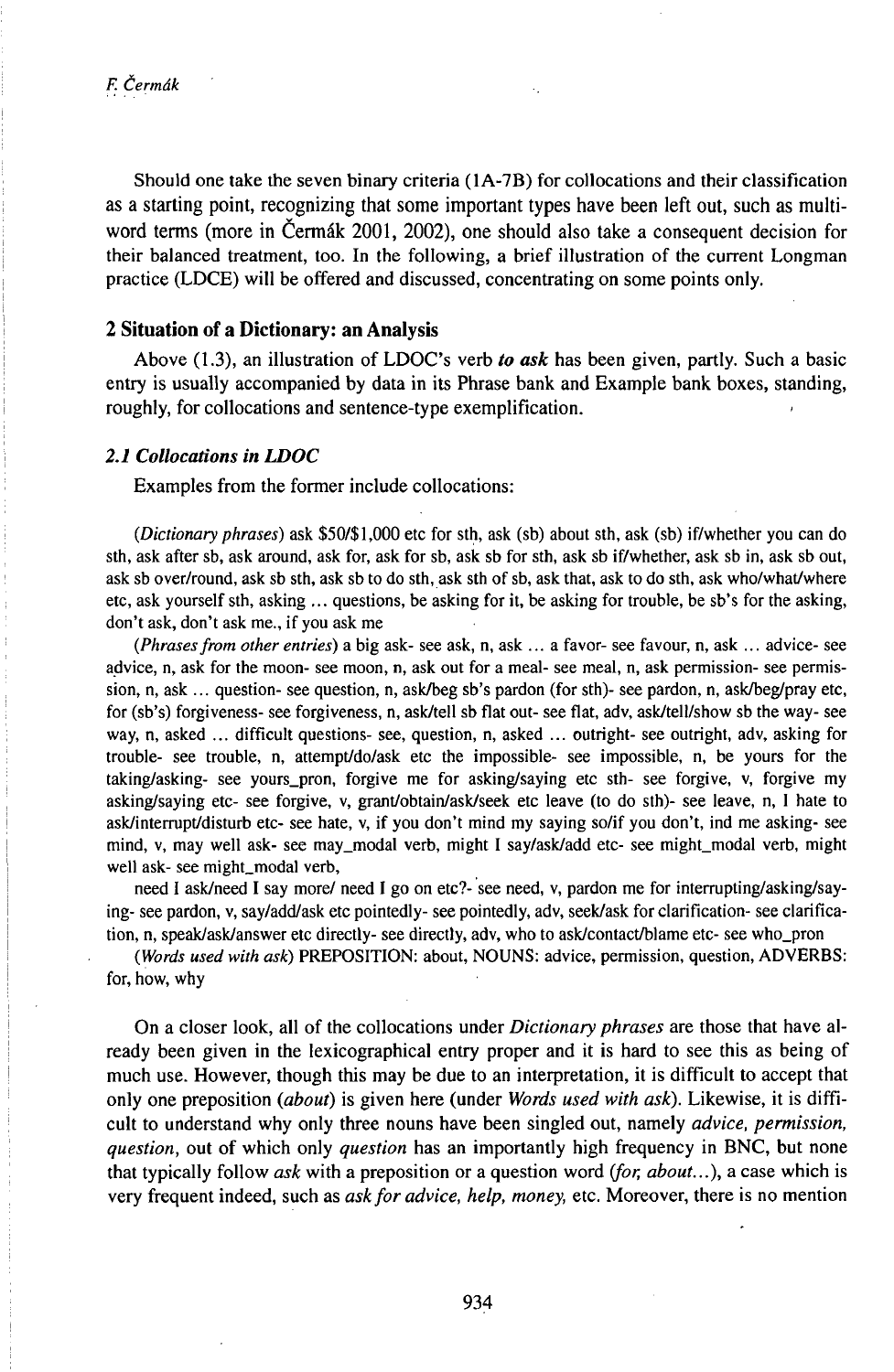Should one take the seven binary criteria (1A-7B) for collocations and their classification as a starting point, recognizing that some important types have been left out, such as multi-word terms (more in Čermák 2001, 2002), one should also take a consequent decision for their balanced treatment, too. In the following, a brief illustration of the current Longman practice (LDCE) will be offered and discussed, concentrating on some points only.

## 2 Situation of a Dictionary: an Analysis

Above (1.3), an illustration of LDOC's verb ***to ask*** has been given, partly. Such a basic entry is usually accompanied by data in its Phrase bank and Example bank boxes, standing, roughly, for collocations and sentence-type exemplification.

### *2.1 Collocations in LDOC*

Examples from the former include collocations:

(*Dictionary phrases*) ask $50/$1,000 etc for sth, ask (sb) about sth, ask (sb) if/whether you can do sth, ask after sb, ask around, ask for, ask for sb, ask sb for sth, ask sb if/whether, ask sb in, ask sb out, ask sb over/round, ask sb sth, ask sb to do sth, ask sth of sb, ask that, ask to do sth, ask who/what/where etc, ask yourself sth, asking ... questions, be asking for it, be asking for trouble, be sb's for the asking, don't ask, don't ask me., if you ask me

(*Phrases from other entries*) a big ask- see ask, n, ask ... a favor- see favour, n, ask ... advice- see advice, n, ask for the moon- see moon, n, ask out for a meal- see meal, n, ask permission- see permission, n, ask ... question- see question, n, ask/beg sb's pardon (for sth)- see pardon, n, ask/beg/pray etc, for (sb's) forgiveness- see forgiveness, n, ask/tell sb flat out- see flat, adv, ask/tell/show sb the way- see way, n, asked ... difficult questions- see, question, n, asked ... outright- see outright, adv, asking for trouble- see trouble, n, attempt/do/ask etc the impossible- see impossible, n, be yours for the taking/asking- see yours_pron, forgive me for asking/saying etc sth- see forgive, v, forgive my asking/saying etc- see forgive, v, grant/obtain/ask/seek etc leave (to do sth)- see leave, n, I hate to ask/interrupt/disturb etc- see hate, v, if you don't mind my saying so/if you don't, ind me asking- see mind, v, may well ask- see may_modal verb, might I say/ask/add etc- see might_modal verb, might well ask- see might_modal verb,

need I ask/need I say more/ need I go on etc?- see need, v, pardon me for interrupting/asking/saying- see pardon, v, say/add/ask etc pointedly- see pointedly, adv, seek/ask for clarification- see clarification, n, speak/ask/answer etc directly- see directly, adv, who to ask/contact/blame etc- see who_pron

(*Words used with ask*) PREPOSITION: about, NOUNS: advice, permission, question, ADVERBS: for, how, why

On a closer look, all of the collocations under *Dictionary phrases* are those that have already been given in the lexicographical entry proper and it is hard to see this as being of much use. However, though this may be due to an interpretation, it is difficult to accept that only one preposition (*about*) is given here (under *Words used with ask*). Likewise, it is difficult to understand why only three nouns have been singled out, namely *advice, permission, question*, out of which only *question* has an importantly high frequency in BNC, but none that typically follow *ask* with a preposition or a question word (*for, about*...), a case which is very frequent indeed, such as *ask for advice, help, money,* etc. Moreover, there is no mention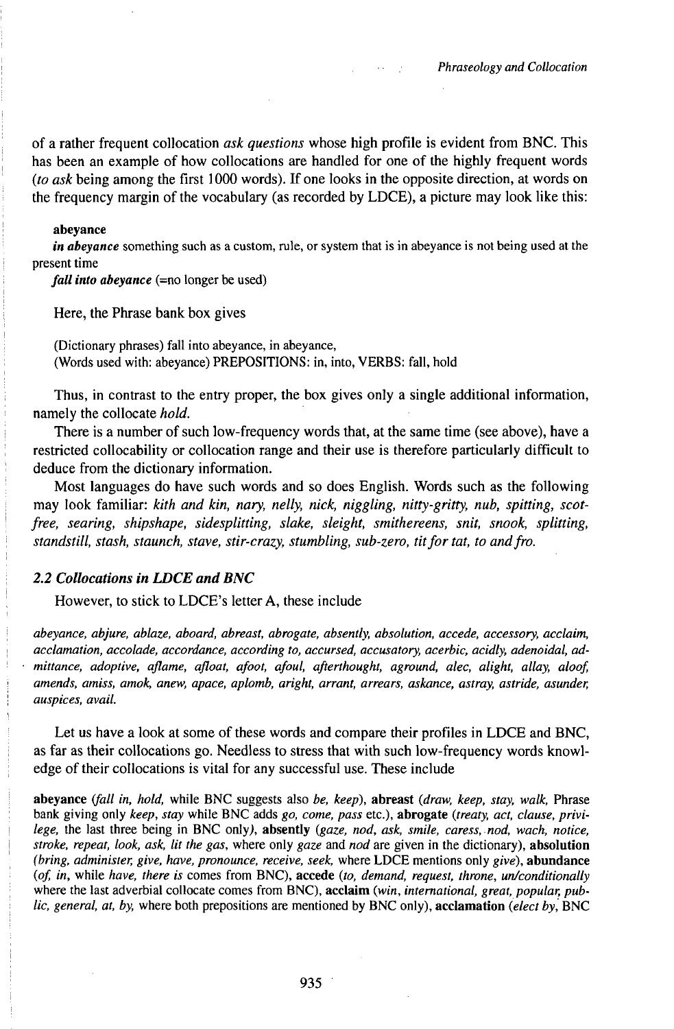of a rather frequent collocation *ask questions* whose high profile is evident from BNC. This has been an example of how collocations are handled for one of the highly frequent words (*to ask* being among the first 1000 words). If one looks in the opposite direction, at words on the frequency margin of the vocabulary (as recorded by LDCE), a picture may look like this:

**abeyance**
***in abeyance*** something such as a custom, rule, or system that is in abeyance is not being used at the present time
***fall into abeyance*** (=no longer be used)

Here, the Phrase bank box gives

(Dictionary phrases) fall into abeyance, in abeyance,
(Words used with: abeyance) PREPOSITIONS: in, into, VERBS: fall, hold

Thus, in contrast to the entry proper, the box gives only a single additional information, namely the collocate *hold.*

There is a number of such low-frequency words that, at the same time (see above), have a restricted collocability or collocation range and their use is therefore particularly difficult to deduce from the dictionary information.

Most languages do have such words and so does English. Words such as the following may look familiar: *kith and kin, nary, nelly, nick, niggling, nitty-gritty, nub, spitting, scot-free, searing, shipshape, sidesplitting, slake, sleight, smithereens, snit, snook, splitting, standstill, stash, staunch, stave, stir-crazy, stumbling, sub-zero, tit for tat, to and fro.*

### *2.2 Collocations in LDCE and BNC*

However, to stick to LDCE's letter A, these include

*abeyance, abjure, ablaze, aboard, abreast, abrogate, absently, absolution, accede, accessory, acclaim, acclamation, accolade, accordance, according to, accursed, accusatory, acerbic, acidly, adenoidal, admittance, adoptive, aflame, afloat, afoot, afoul, afterthought, aground, alec, alight, allay, aloof, amends, amiss, amok, anew, apace, aplomb, aright, arrant, arrears, askance, astray, astride, asunder, auspices, avail.*

Let us have a look at some of these words and compare their profiles in LDCE and BNC, as far as their collocations go. Needless to stress that with such low-frequency words knowledge of their collocations is vital for any successful use. These include

**abeyance** (*fall in, hold,* while BNC suggests also *be, keep*), **abreast** (*draw, keep, stay, walk,* Phrase bank giving only *keep, stay* while BNC adds *go, come, pass* etc.), **abrogate** (*treaty, act, clause, privilege,* the last three being in BNC only), **absently** (*gaze, nod, ask, smile, caress, nod, wach, notice, stroke, repeat, look, ask, lit the gas,* where only *gaze* and *nod* are given in the dictionary), **absolution** (*bring, administer, give, have, pronounce, receive, seek,* where LDCE mentions only *give*), **abundance** (*of, in,* while *have, there is* comes from BNC), **accede** (*to, demand, request, throne, un/conditionally* where the last adverbial collocate comes from BNC), **acclaim** (*win, international, great, popular, public, general, at, by,* where both prepositions are mentioned by BNC only), **acclamation** (*elect by,* BNC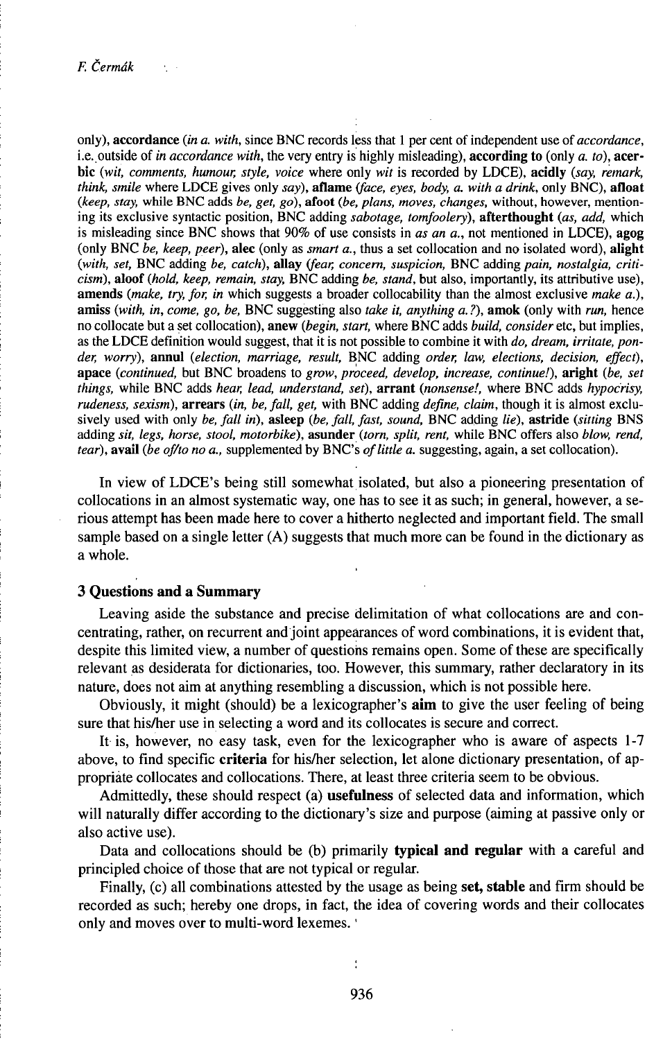only), **accordance** (*in a. with*, since BNC records less that 1 per cent of independent use of *accordance*, i.e. outside of *in accordance with*, the very entry is highly misleading), **according to** (only *a. to*), **acerbic** (*wit, comments, humour, style, voice* where only *wit* is recorded by LDCE), **acidly** (*say, remark, think, smile* where LDCE gives only *say*), **aflame** (*face, eyes, body, a. with a drink*, only BNC), **afloat** (*keep, stay,* while BNC adds *be, get, go*), **afoot** (*be, plans, moves, changes,* without, however, mentioning its exclusive syntactic position, BNC adding *sabotage, tomfoolery*), **afterthought** (*as, add,* which is misleading since BNC shows that 90% of use consists in *as an a.*, not mentioned in LDCE), **agog** (only BNC *be, keep, peer*), **alec** (only as *smart a.*, thus a set collocation and no isolated word), **alight** (*with, set,* BNC adding *be, catch*), **allay** (*fear, concern, suspicion,* BNC adding *pain, nostalgia, criticism*), **aloof** (*hold, keep, remain, stay,* BNC adding *be, stand*, but also, importantly, its attributive use), **amends** (*make, try, for, in* which suggests a broader collocability than the almost exclusive *make a.*), **amiss** (*with, in, come, go, be,* BNC suggesting also *take it, anything a.?*), **amok** (only with *run*, hence no collocate but a set collocation), **anew** (*begin, start,* where BNC adds *build, consider* etc, but implies, as the LDCE definition would suggest, that it is not possible to combine it with *do, dream, irritate, ponder, worry*), **annul** (*election, marriage, result,* BNC adding *order, law, elections, decision, effect*), **apace** (*continued,* but BNC broadens to *grow, proceed, develop, increase, continue!*), **aright** (*be, set things,* while BNC adds *hear, lead, understand, set*), **arrant** (*nonsense!,* where BNC adds *hypocrisy, rudeness, sexism*), **arrears** (*in, be, fall, get,* with BNC adding *define, claim,* though it is almost exclusively used with only *be, fall in*), **asleep** (*be, fall, fast, sound,* BNC adding *lie*), **astride** (*sitting* BNS adding *sit, legs, horse, stool, motorbike*), **asunder** (*torn, split, rent,* while BNC offers also *blow, rend, tear*), **avail** (*be of/to no a.*, supplemented by BNC's *of little a.* suggesting, again, a set collocation).

In view of LDCE's being still somewhat isolated, but also a pioneering presentation of collocations in an almost systematic way, one has to see it as such; in general, however, a serious attempt has been made here to cover a hitherto neglected and important field. The small sample based on a single letter (A) suggests that much more can be found in the dictionary as a whole.

### 3 Questions and a Summary

Leaving aside the substance and precise delimitation of what collocations are and concentrating, rather, on recurrent and joint appearances of word combinations, it is evident that, despite this limited view, a number of questions remains open. Some of these are specifically relevant as desiderata for dictionaries, too. However, this summary, rather declaratory in its nature, does not aim at anything resembling a discussion, which is not possible here.

Obviously, it might (should) be a lexicographer's **aim** to give the user feeling of being sure that his/her use in selecting a word and its collocates is secure and correct.

It is, however, no easy task, even for the lexicographer who is aware of aspects 1-7 above, to find specific **criteria** for his/her selection, let alone dictionary presentation, of appropriate collocates and collocations. There, at least three criteria seem to be obvious.

Admittedly, these should respect (a) **usefulness** of selected data and information, which will naturally differ according to the dictionary's size and purpose (aiming at passive only or also active use).

Data and collocations should be (b) primarily **typical and regular** with a careful and principled choice of those that are not typical or regular.

Finally, (c) all combinations attested by the usage as being **set, stable** and firm should be recorded as such; hereby one drops, in fact, the idea of covering words and their collocates only and moves over to multi-word lexemes.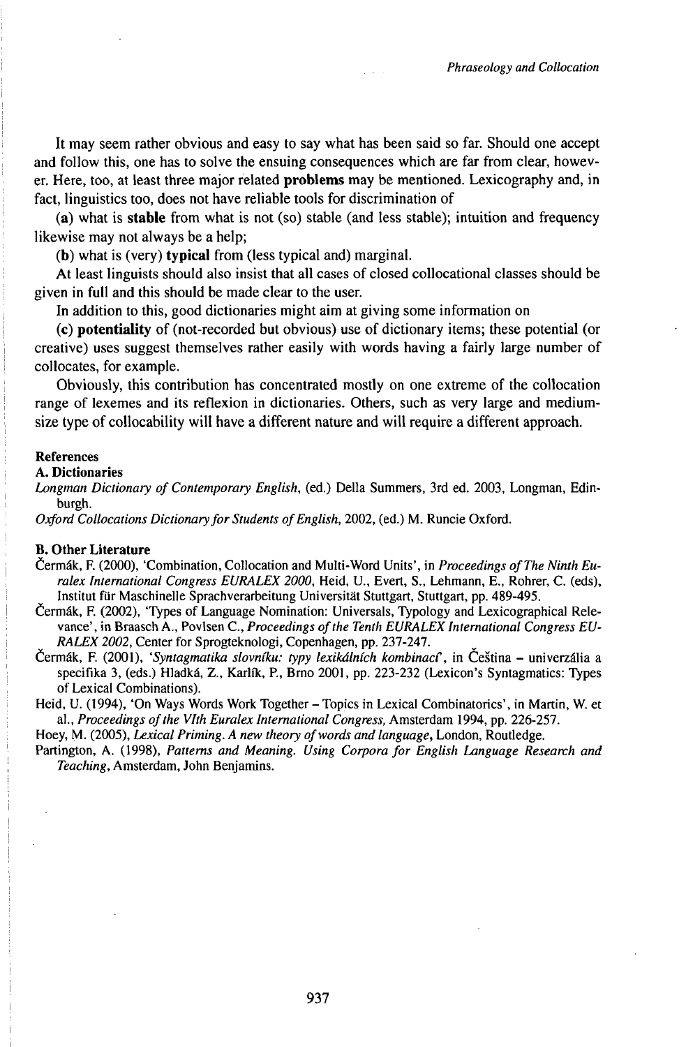It may seem rather obvious and easy to say what has been said so far. Should one accept and follow this, one has to solve the ensuing consequences which are far from clear, however. Here, too, at least three major related **problems** may be mentioned. Lexicography and, in fact, linguistics too, does not have reliable tools for discrimination of

(**a**) what is **stable** from what is not (so) stable (and less stable); intuition and frequency likewise may not always be a help;

(**b**) what is (very) **typical** from (less typical and) marginal.

At least linguists should also insist that all cases of closed collocational classes should be given in full and this should be made clear to the user.

In addition to this, good dictionaries might aim at giving some information on

(**c**) **potentiality** of (not-recorded but obvious) use of dictionary items; these potential (or creative) uses suggest themselves rather easily with words having a fairly large number of collocates, for example.

Obviously, this contribution has concentrated mostly on one extreme of the collocation range of lexemes and its reflexion in dictionaries. Others, such as very large and medium-size type of collocability will have a different nature and will require a different approach.

## References

### A. Dictionaries

*Longman Dictionary of Contemporary English*, (ed.) Della Summers, 3rd ed. 2003, Longman, Edinburgh.

*Oxford Collocations Dictionary for Students of English*, 2002, (ed.) M. Runcie Oxford.

### B. Other Literature

Čermák, F. (2000), 'Combination, Collocation and Multi-Word Units', in *Proceedings of The Ninth Euralex International Congress EURALEX 2000*, Heid, U., Evert, S., Lehmann, E., Rohrer, C. (eds), Institut für Maschinelle Sprachverarbeitung Universität Stuttgart, Stuttgart, pp. 489-495.

Čermák, F. (2002), 'Types of Language Nomination: Universals, Typology and Lexicographical Relevance', in Braasch A., Povlsen C., *Proceedings of the Tenth EURALEX International Congress EURALEX 2002*, Center for Sprogteknologi, Copenhagen, pp. 237-247.

Čermák, F. (2001), '*Syntagmatika slovníku: typy lexikálních kombinací*', in Čeština – univerzália a specifika 3, (eds.) Hladká, Z., Karlík, P., Brno 2001, pp. 223-232 (Lexicon's Syntagmatics: Types of Lexical Combinations).

Heid, U. (1994), 'On Ways Words Work Together – Topics in Lexical Combinatorics', in Martin, W. et al., *Proceedings of the VIth Euralex International Congress*, Amsterdam 1994, pp. 226-257.

Hoey, M. (2005), *Lexical Priming. A new theory of words and language*, London, Routledge.

Partington, A. (1998), *Patterns and Meaning. Using Corpora for English Language Research and Teaching*, Amsterdam, John Benjamins.